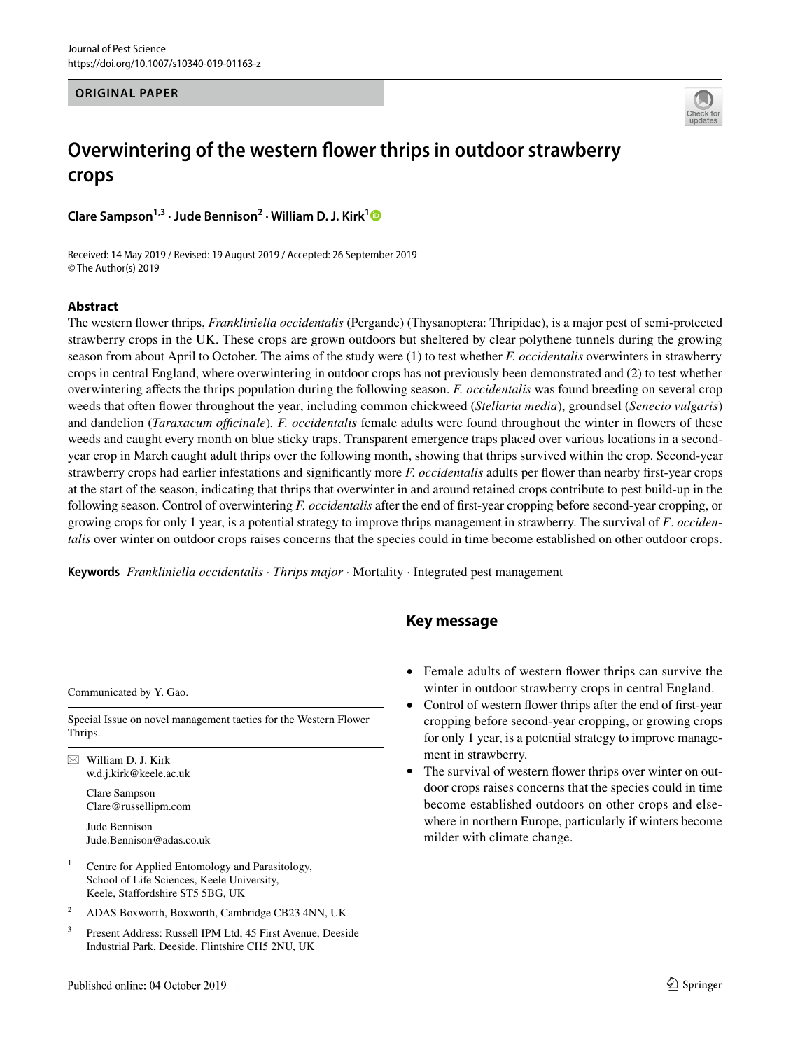ORIGINAL PAPER

# Overwintering of the western flower thrips in outdoor strawberry crops

**Clare Sampson[1,3] · Jude Bennison[2] · William D. J. Kirk[1]**

Received: 14 May 2019 / Revised: 19 August 2019 / Accepted: 26 September 2019
© The Author(s) 2019

## Abstract

The western flower thrips, *Frankliniella occidentalis* (Pergande) (Thysanoptera: Thripidae), is a major pest of semi-protected strawberry crops in the UK. These crops are grown outdoors but sheltered by clear polythene tunnels during the growing season from about April to October. The aims of the study were (1) to test whether *F. occidentalis* overwinters in strawberry crops in central England, where overwintering in outdoor crops has not previously been demonstrated and (2) to test whether overwintering affects the thrips population during the following season. *F. occidentalis* was found breeding on several crop weeds that often flower throughout the year, including common chickweed (*Stellaria media*), groundsel (*Senecio vulgaris*) and dandelion (*Taraxacum officinale*). *F. occidentalis* female adults were found throughout the winter in flowers of these weeds and caught every month on blue sticky traps. Transparent emergence traps placed over various locations in a second-year crop in March caught adult thrips over the following month, showing that thrips survived within the crop. Second-year strawberry crops had earlier infestations and significantly more *F. occidentalis* adults per flower than nearby first-year crops at the start of the season, indicating that thrips that overwinter in and around retained crops contribute to pest build-up in the following season. Control of overwintering *F. occidentalis* after the end of first-year cropping before second-year cropping, or growing crops for only 1 year, is a potential strategy to improve thrips management in strawberry. The survival of *F. occidentalis* over winter on outdoor crops raises concerns that the species could in time become established on other outdoor crops.

**Keywords** *Frankliniella occidentalis* · *Thrips major* · Mortality · Integrated pest management

## Key message

- Female adults of western flower thrips can survive the winter in outdoor strawberry crops in central England.
- Control of western flower thrips after the end of first-year cropping before second-year cropping, or growing crops for only 1 year, is a potential strategy to improve management in strawberry.
- The survival of western flower thrips over winter on outdoor crops raises concerns that the species could in time become established outdoors on other crops and elsewhere in northern Europe, particularly if winters become milder with climate change.

---

Communicated by Y. Gao.

Special Issue on novel management tactics for the Western Flower Thrips.

✉ William D. J. Kirk
w.d.j.kirk@keele.ac.uk

Clare Sampson
Clare@russellipm.com

Jude Bennison
Jude.Bennison@adas.co.uk

[1] Centre for Applied Entomology and Parasitology, School of Life Sciences, Keele University, Keele, Staffordshire ST5 5BG, UK

[2] ADAS Boxworth, Boxworth, Cambridge CB23 4NN, UK

[3] Present Address: Russell IPM Ltd, 45 First Avenue, Deeside Industrial Park, Deeside, Flintshire CH5 2NU, UK

Published online: 04 October 2019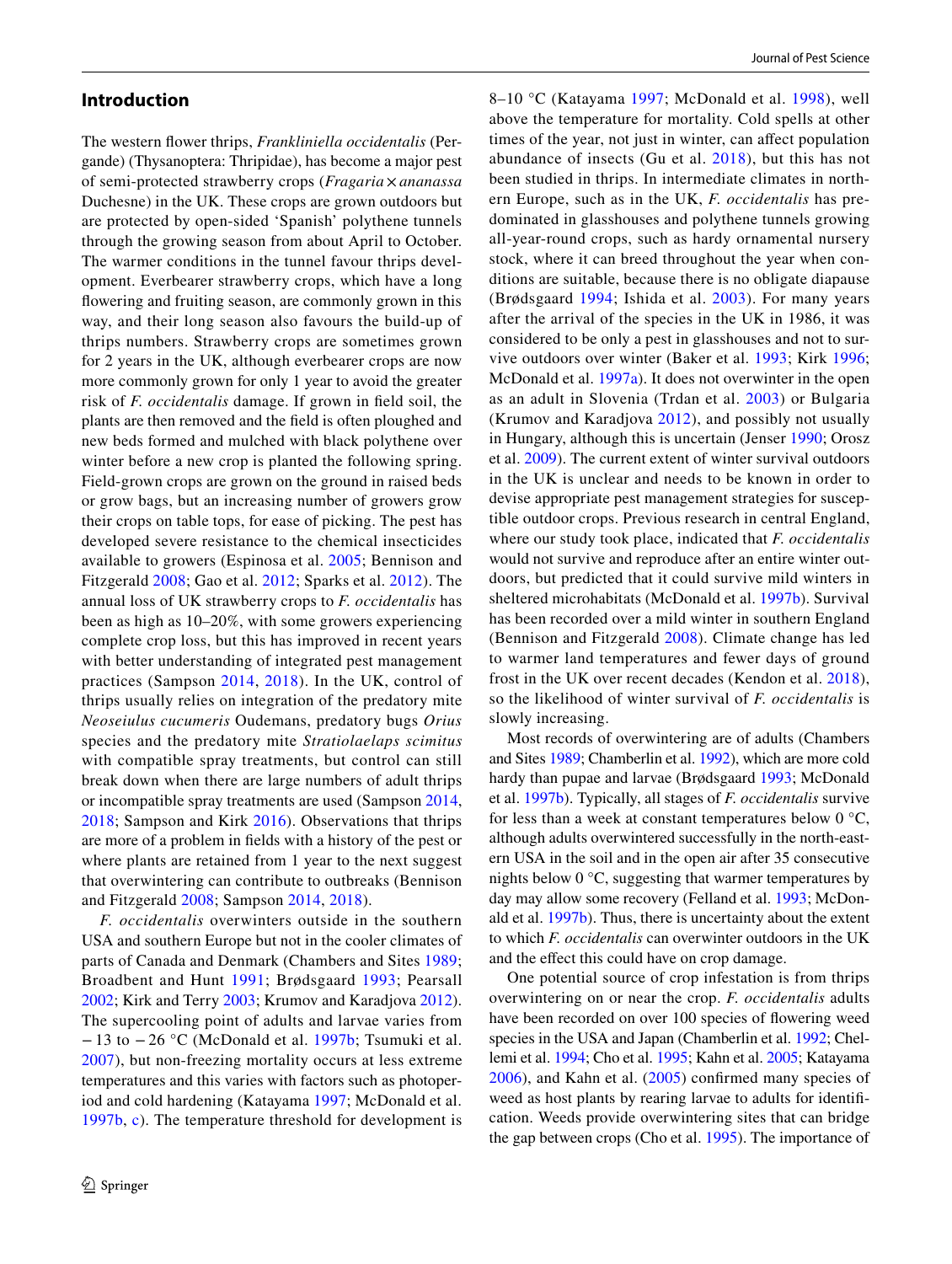## Introduction

The western flower thrips, *Frankliniella occidentalis* (Pergande) (Thysanoptera: Thripidae), has become a major pest of semi-protected strawberry crops (*Fragaria* × *ananassa* Duchesne) in the UK. These crops are grown outdoors but are protected by open-sided 'Spanish' polythene tunnels through the growing season from about April to October. The warmer conditions in the tunnel favour thrips development. Everbearer strawberry crops, which have a long flowering and fruiting season, are commonly grown in this way, and their long season also favours the build-up of thrips numbers. Strawberry crops are sometimes grown for 2 years in the UK, although everbearer crops are now more commonly grown for only 1 year to avoid the greater risk of *F. occidentalis* damage. If grown in field soil, the plants are then removed and the field is often ploughed and new beds formed and mulched with black polythene over winter before a new crop is planted the following spring. Field-grown crops are grown on the ground in raised beds or grow bags, but an increasing number of growers grow their crops on table tops, for ease of picking. The pest has developed severe resistance to the chemical insecticides available to growers (Espinosa et al. 2005; Bennison and Fitzgerald 2008; Gao et al. 2012; Sparks et al. 2012). The annual loss of UK strawberry crops to *F. occidentalis* has been as high as 10–20%, with some growers experiencing complete crop loss, but this has improved in recent years with better understanding of integrated pest management practices (Sampson 2014, 2018). In the UK, control of thrips usually relies on integration of the predatory mite *Neoseiulus cucumeris* Oudemans, predatory bugs *Orius* species and the predatory mite *Stratiolaelaps scimitus* with compatible spray treatments, but control can still break down when there are large numbers of adult thrips or incompatible spray treatments are used (Sampson 2014, 2018; Sampson and Kirk 2016). Observations that thrips are more of a problem in fields with a history of the pest or where plants are retained from 1 year to the next suggest that overwintering can contribute to outbreaks (Bennison and Fitzgerald 2008; Sampson 2014, 2018).

*F. occidentalis* overwinters outside in the southern USA and southern Europe but not in the cooler climates of parts of Canada and Denmark (Chambers and Sites 1989; Broadbent and Hunt 1991; Brødsgaard 1993; Pearsall 2002; Kirk and Terry 2003; Krumov and Karadjova 2012). The supercooling point of adults and larvae varies from − 13 to − 26 °C (McDonald et al. 1997b; Tsumuki et al. 2007), but non-freezing mortality occurs at less extreme temperatures and this varies with factors such as photoperiod and cold hardening (Katayama 1997; McDonald et al. 1997b, c). The temperature threshold for development is 8–10 °C (Katayama 1997; McDonald et al. 1998), well above the temperature for mortality. Cold spells at other times of the year, not just in winter, can affect population abundance of insects (Gu et al. 2018), but this has not been studied in thrips. In intermediate climates in northern Europe, such as in the UK, *F. occidentalis* has predominated in glasshouses and polythene tunnels growing all-year-round crops, such as hardy ornamental nursery stock, where it can breed throughout the year when conditions are suitable, because there is no obligate diapause (Brødsgaard 1994; Ishida et al. 2003). For many years after the arrival of the species in the UK in 1986, it was considered to be only a pest in glasshouses and not to survive outdoors over winter (Baker et al. 1993; Kirk 1996; McDonald et al. 1997a). It does not overwinter in the open as an adult in Slovenia (Trdan et al. 2003) or Bulgaria (Krumov and Karadjova 2012), and possibly not usually in Hungary, although this is uncertain (Jenser 1990; Orosz et al. 2009). The current extent of winter survival outdoors in the UK is unclear and needs to be known in order to devise appropriate pest management strategies for susceptible outdoor crops. Previous research in central England, where our study took place, indicated that *F. occidentalis* would not survive and reproduce after an entire winter outdoors, but predicted that it could survive mild winters in sheltered microhabitats (McDonald et al. 1997b). Survival has been recorded over a mild winter in southern England (Bennison and Fitzgerald 2008). Climate change has led to warmer land temperatures and fewer days of ground frost in the UK over recent decades (Kendon et al. 2018), so the likelihood of winter survival of *F. occidentalis* is slowly increasing.

Most records of overwintering are of adults (Chambers and Sites 1989; Chamberlin et al. 1992), which are more cold hardy than pupae and larvae (Brødsgaard 1993; McDonald et al. 1997b). Typically, all stages of *F. occidentalis* survive for less than a week at constant temperatures below 0 °C, although adults overwintered successfully in the north-eastern USA in the soil and in the open air after 35 consecutive nights below 0 °C, suggesting that warmer temperatures by day may allow some recovery (Felland et al. 1993; McDonald et al. 1997b). Thus, there is uncertainty about the extent to which *F. occidentalis* can overwinter outdoors in the UK and the effect this could have on crop damage.

One potential source of crop infestation is from thrips overwintering on or near the crop. *F. occidentalis* adults have been recorded on over 100 species of flowering weed species in the USA and Japan (Chamberlin et al. 1992; Chellemi et al. 1994; Cho et al. 1995; Kahn et al. 2005; Katayama 2006), and Kahn et al. (2005) confirmed many species of weed as host plants by rearing larvae to adults for identification. Weeds provide overwintering sites that can bridge the gap between crops (Cho et al. 1995). The importance of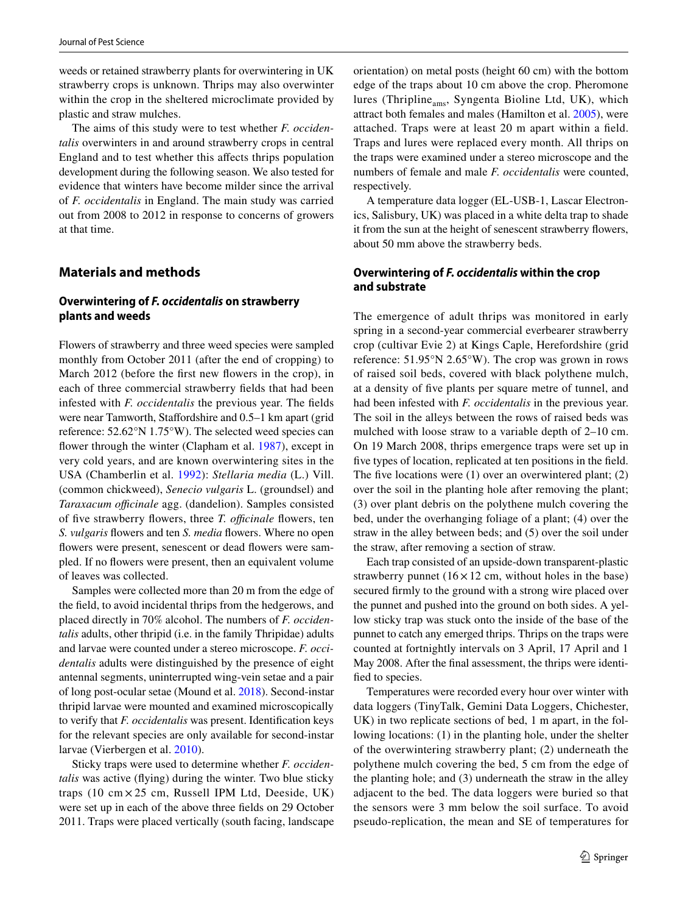weeds or retained strawberry plants for overwintering in UK strawberry crops is unknown. Thrips may also overwinter within the crop in the sheltered microclimate provided by plastic and straw mulches.

The aims of this study were to test whether *F. occidentalis* overwinters in and around strawberry crops in central England and to test whether this affects thrips population development during the following season. We also tested for evidence that winters have become milder since the arrival of *F. occidentalis* in England. The main study was carried out from 2008 to 2012 in response to concerns of growers at that time.

## Materials and methods

### Overwintering of *F. occidentalis* on strawberry plants and weeds

Flowers of strawberry and three weed species were sampled monthly from October 2011 (after the end of cropping) to March 2012 (before the first new flowers in the crop), in each of three commercial strawberry fields that had been infested with *F. occidentalis* the previous year. The fields were near Tamworth, Staffordshire and 0.5–1 km apart (grid reference: 52.62°N 1.75°W). The selected weed species can flower through the winter (Clapham et al. 1987), except in very cold years, and are known overwintering sites in the USA (Chamberlin et al. 1992): *Stellaria media* (L.) Vill. (common chickweed), *Senecio vulgaris* L. (groundsel) and *Taraxacum officinale* agg. (dandelion). Samples consisted of five strawberry flowers, three *T. officinale* flowers, ten *S. vulgaris* flowers and ten *S. media* flowers. Where no open flowers were present, senescent or dead flowers were sampled. If no flowers were present, then an equivalent volume of leaves was collected.

Samples were collected more than 20 m from the edge of the field, to avoid incidental thrips from the hedgerows, and placed directly in 70% alcohol. The numbers of *F. occidentalis* adults, other thripid (i.e. in the family Thripidae) adults and larvae were counted under a stereo microscope. *F. occidentalis* adults were distinguished by the presence of eight antennal segments, uninterrupted wing-vein setae and a pair of long post-ocular setae (Mound et al. 2018). Second-instar thripid larvae were mounted and examined microscopically to verify that *F. occidentalis* was present. Identification keys for the relevant species are only available for second-instar larvae (Vierbergen et al. 2010).

Sticky traps were used to determine whether *F. occidentalis* was active (flying) during the winter. Two blue sticky traps (10 cm × 25 cm, Russell IPM Ltd, Deeside, UK) were set up in each of the above three fields on 29 October 2011. Traps were placed vertically (south facing, landscape orientation) on metal posts (height 60 cm) with the bottom edge of the traps about 10 cm above the crop. Pheromone lures (Thripline$_{ams}$, Syngenta Bioline Ltd, UK), which attract both females and males (Hamilton et al. 2005), were attached. Traps were at least 20 m apart within a field. Traps and lures were replaced every month. All thrips on the traps were examined under a stereo microscope and the numbers of female and male *F. occidentalis* were counted, respectively.

A temperature data logger (EL-USB-1, Lascar Electronics, Salisbury, UK) was placed in a white delta trap to shade it from the sun at the height of senescent strawberry flowers, about 50 mm above the strawberry beds.

### Overwintering of *F. occidentalis* within the crop and substrate

The emergence of adult thrips was monitored in early spring in a second-year commercial everbearer strawberry crop (cultivar Evie 2) at Kings Caple, Herefordshire (grid reference: 51.95°N 2.65°W). The crop was grown in rows of raised soil beds, covered with black polythene mulch, at a density of five plants per square metre of tunnel, and had been infested with *F. occidentalis* in the previous year. The soil in the alleys between the rows of raised beds was mulched with loose straw to a variable depth of 2–10 cm. On 19 March 2008, thrips emergence traps were set up in five types of location, replicated at ten positions in the field. The five locations were (1) over an overwintered plant; (2) over the soil in the planting hole after removing the plant; (3) over plant debris on the polythene mulch covering the bed, under the overhanging foliage of a plant; (4) over the straw in the alley between beds; and (5) over the soil under the straw, after removing a section of straw.

Each trap consisted of an upside-down transparent-plastic strawberry punnet (16 × 12 cm, without holes in the base) secured firmly to the ground with a strong wire placed over the punnet and pushed into the ground on both sides. A yellow sticky trap was stuck onto the inside of the base of the punnet to catch any emerged thrips. Thrips on the traps were counted at fortnightly intervals on 3 April, 17 April and 1 May 2008. After the final assessment, the thrips were identified to species.

Temperatures were recorded every hour over winter with data loggers (TinyTalk, Gemini Data Loggers, Chichester, UK) in two replicate sections of bed, 1 m apart, in the following locations: (1) in the planting hole, under the shelter of the overwintering strawberry plant; (2) underneath the polythene mulch covering the bed, 5 cm from the edge of the planting hole; and (3) underneath the straw in the alley adjacent to the bed. The data loggers were buried so that the sensors were 3 mm below the soil surface. To avoid pseudo-replication, the mean and SE of temperatures for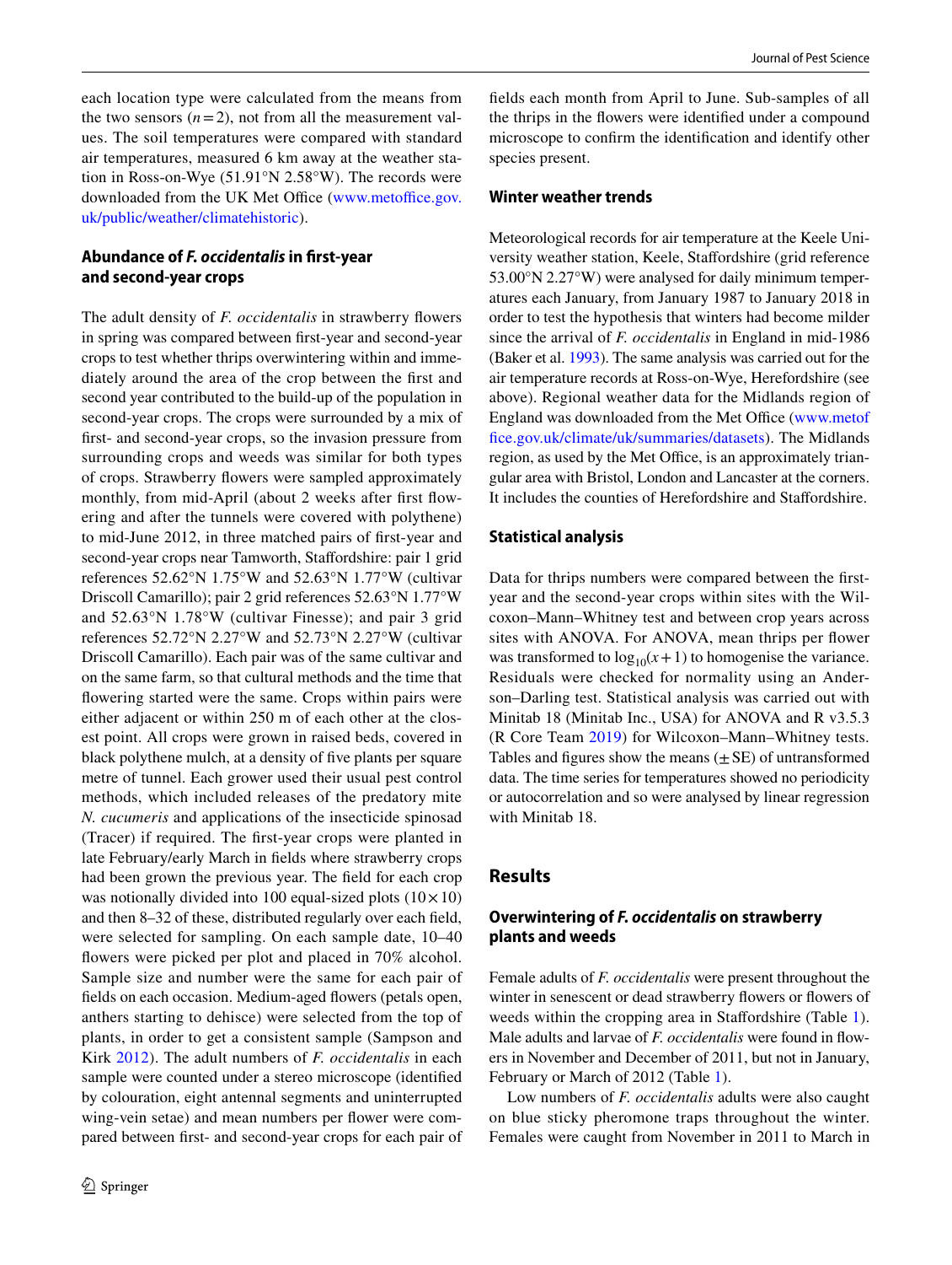each location type were calculated from the means from the two sensors ($n = 2$), not from all the measurement values. The soil temperatures were compared with standard air temperatures, measured 6 km away at the weather station in Ross-on-Wye (51.91°N 2.58°W). The records were downloaded from the UK Met Office (www.metoffice.gov.uk/public/weather/climatehistoric).

### Abundance of *F. occidentalis* in first-year and second-year crops

The adult density of *F. occidentalis* in strawberry flowers in spring was compared between first-year and second-year crops to test whether thrips overwintering within and immediately around the area of the crop between the first and second year contributed to the build-up of the population in second-year crops. The crops were surrounded by a mix of first- and second-year crops, so the invasion pressure from surrounding crops and weeds was similar for both types of crops. Strawberry flowers were sampled approximately monthly, from mid-April (about 2 weeks after first flowering and after the tunnels were covered with polythene) to mid-June 2012, in three matched pairs of first-year and second-year crops near Tamworth, Staffordshire: pair 1 grid references 52.62°N 1.75°W and 52.63°N 1.77°W (cultivar Driscoll Camarillo); pair 2 grid references 52.63°N 1.77°W and 52.63°N 1.78°W (cultivar Finesse); and pair 3 grid references 52.72°N 2.27°W and 52.73°N 2.27°W (cultivar Driscoll Camarillo). Each pair was of the same cultivar and on the same farm, so that cultural methods and the time that flowering started were the same. Crops within pairs were either adjacent or within 250 m of each other at the closest point. All crops were grown in raised beds, covered in black polythene mulch, at a density of five plants per square metre of tunnel. Each grower used their usual pest control methods, which included releases of the predatory mite *N. cucumeris* and applications of the insecticide spinosad (Tracer) if required. The first-year crops were planted in late February/early March in fields where strawberry crops had been grown the previous year. The field for each crop was notionally divided into 100 equal-sized plots ($10 \times 10$) and then 8–32 of these, distributed regularly over each field, were selected for sampling. On each sample date, 10–40 flowers were picked per plot and placed in 70% alcohol. Sample size and number were the same for each pair of fields on each occasion. Medium-aged flowers (petals open, anthers starting to dehisce) were selected from the top of plants, in order to get a consistent sample (Sampson and Kirk 2012). The adult numbers of *F. occidentalis* in each sample were counted under a stereo microscope (identified by colouration, eight antennal segments and uninterrupted wing-vein setae) and mean numbers per flower were compared between first- and second-year crops for each pair of fields each month from April to June. Sub-samples of all the thrips in the flowers were identified under a compound microscope to confirm the identification and identify other species present.

### Winter weather trends

Meteorological records for air temperature at the Keele University weather station, Keele, Staffordshire (grid reference 53.00°N 2.27°W) were analysed for daily minimum temperatures each January, from January 1987 to January 2018 in order to test the hypothesis that winters had become milder since the arrival of *F. occidentalis* in England in mid-1986 (Baker et al. 1993). The same analysis was carried out for the air temperature records at Ross-on-Wye, Herefordshire (see above). Regional weather data for the Midlands region of England was downloaded from the Met Office (www.metoffice.gov.uk/climate/uk/summaries/datasets). The Midlands region, as used by the Met Office, is an approximately triangular area with Bristol, London and Lancaster at the corners. It includes the counties of Herefordshire and Staffordshire.

### Statistical analysis

Data for thrips numbers were compared between the first-year and the second-year crops within sites with the Wilcoxon–Mann–Whitney test and between crop years across sites with ANOVA. For ANOVA, mean thrips per flower was transformed to $\log_{10}(x+1)$ to homogenise the variance. Residuals were checked for normality using an Anderson–Darling test. Statistical analysis was carried out with Minitab 18 (Minitab Inc., USA) for ANOVA and R v3.5.3 (R Core Team 2019) for Wilcoxon–Mann–Whitney tests. Tables and figures show the means ($\pm$ SE) of untransformed data. The time series for temperatures showed no periodicity or autocorrelation and so were analysed by linear regression with Minitab 18.

## Results

### Overwintering of *F. occidentalis* on strawberry plants and weeds

Female adults of *F. occidentalis* were present throughout the winter in senescent or dead strawberry flowers or flowers of weeds within the cropping area in Staffordshire (Table 1). Male adults and larvae of *F. occidentalis* were found in flowers in November and December of 2011, but not in January, February or March of 2012 (Table 1).

Low numbers of *F. occidentalis* adults were also caught on blue sticky pheromone traps throughout the winter. Females were caught from November in 2011 to March in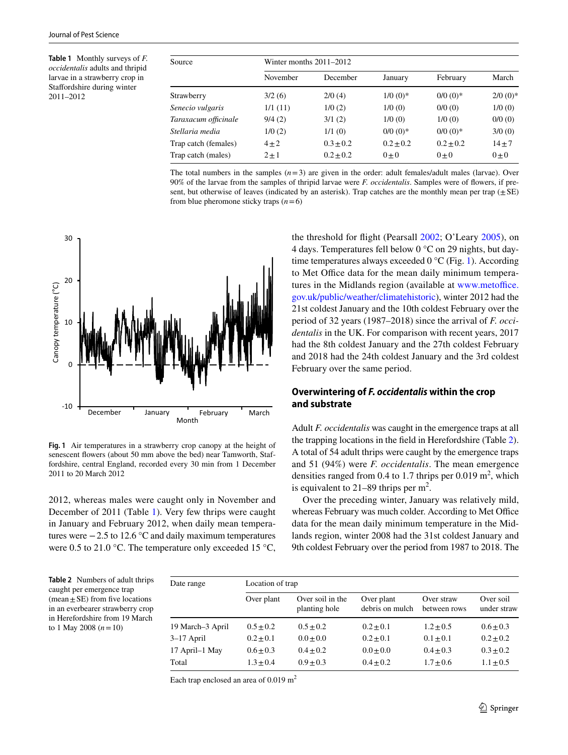**Table 1** Monthly surveys of *F. occidentalis* adults and thripid larvae in a strawberry crop in Staffordshire during winter 2011–2012

| Source | Winter months 2011–2012 | | | | |
|---|---|---|---|---|---|
| | November | December | January | February | March |
| Strawberry | 3/2 (6) | 2/0 (4) | 1/0 (0)* | 0/0 (0)* | 2/0 (0)* |
| *Senecio vulgaris* | 1/1 (11) | 1/0 (2) | 1/0 (0) | 0/0 (0) | 1/0 (0) |
| *Taraxacum officinale* | 9/4 (2) | 3/1 (2) | 1/0 (0) | 1/0 (0) | 0/0 (0) |
| *Stellaria media* | 1/0 (2) | 1/1 (0) | 0/0 (0)* | 0/0 (0)* | 3/0 (0) |
| Trap catch (females) | 4 ± 2 | 0.3 ± 0.2 | 0.2 ± 0.2 | 0.2 ± 0.2 | 14 ± 7 |
| Trap catch (males) | 2 ± 1 | 0.2 ± 0.2 | 0 ± 0 | 0 ± 0 | 0 ± 0 |

The total numbers in the samples ($n = 3$) are given in the order: adult females/adult males (larvae). Over 90% of the larvae from the samples of thripid larvae were *F. occidentalis*. Samples were of flowers, if present, but otherwise of leaves (indicated by an asterisk). Trap catches are the monthly mean per trap (± SE) from blue pheromone sticky traps ($n = 6$)

**Fig. 1** Air temperatures in a strawberry crop canopy at the height of senescent flowers (about 50 mm above the bed) near Tamworth, Staffordshire, central England, recorded every 30 min from 1 December 2011 to 20 March 2012

2012, whereas males were caught only in November and December of 2011 (Table 1). Very few thrips were caught in January and February 2012, when daily mean temperatures were −2.5 to 12.6 °C and daily maximum temperatures were 0.5 to 21.0 °C. The temperature only exceeded 15 °C, the threshold for flight (Pearsall 2002; O'Leary 2005), on 4 days. Temperatures fell below 0 °C on 29 nights, but daytime temperatures always exceeded 0 °C (Fig. 1). According to Met Office data for the mean daily minimum temperatures in the Midlands region (available at www.metoffice.gov.uk/public/weather/climatehistoric), winter 2012 had the 21st coldest January and the 10th coldest February over the period of 32 years (1987–2018) since the arrival of *F. occidentalis* in the UK. For comparison with recent years, 2017 had the 8th coldest January and the 27th coldest February and 2018 had the 24th coldest January and the 3rd coldest February over the same period.

## Overwintering of *F. occidentalis* within the crop and substrate

Adult *F. occidentalis* was caught in the emergence traps at all the trapping locations in the field in Herefordshire (Table 2). A total of 54 adult thrips were caught by the emergence traps and 51 (94%) were *F. occidentalis*. The mean emergence densities ranged from 0.4 to 1.7 thrips per 0.019 m$^2$, which is equivalent to 21–89 thrips per m$^2$.

Over the preceding winter, January was relatively mild, whereas February was much colder. According to Met Office data for the mean daily minimum temperature in the Midlands region, winter 2008 had the 31st coldest January and 9th coldest February over the period from 1987 to 2018. The

**Table 2** Numbers of adult thrips caught per emergence trap (mean ± SE) from five locations in an everbearer strawberry crop in Herefordshire from 19 March to 1 May 2008 ($n = 10$)

| Date range | Location of trap | | | | |
|---|---|---|---|---|---|
| | Over plant | Over soil in the planting hole | Over plant debris on mulch | Over straw between rows | Over soil under straw |
| 19 March–3 April | 0.5 ± 0.2 | 0.5 ± 0.2 | 0.2 ± 0.1 | 1.2 ± 0.5 | 0.6 ± 0.3 |
| 3–17 April | 0.2 ± 0.1 | 0.0 ± 0.0 | 0.2 ± 0.1 | 0.1 ± 0.1 | 0.2 ± 0.2 |
| 17 April–1 May | 0.6 ± 0.3 | 0.4 ± 0.2 | 0.0 ± 0.0 | 0.4 ± 0.3 | 0.3 ± 0.2 |
| Total | 1.3 ± 0.4 | 0.9 ± 0.3 | 0.4 ± 0.2 | 1.7 ± 0.6 | 1.1 ± 0.5 |

Each trap enclosed an area of 0.019 m$^2$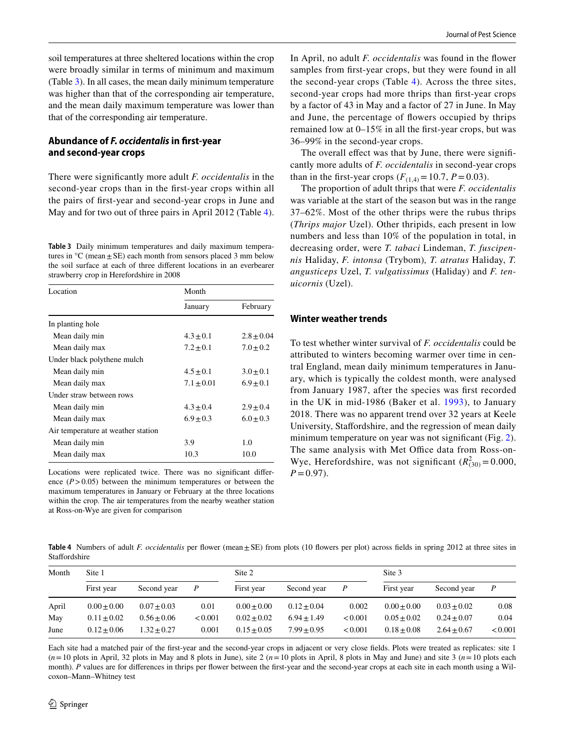soil temperatures at three sheltered locations within the crop were broadly similar in terms of minimum and maximum (Table 3). In all cases, the mean daily minimum temperature was higher than that of the corresponding air temperature, and the mean daily maximum temperature was lower than that of the corresponding air temperature.

### Abundance of *F. occidentalis* in first-year and second-year crops

There were significantly more adult *F. occidentalis* in the second-year crops than in the first-year crops within all the pairs of first-year and second-year crops in June and May and for two out of three pairs in April 2012 (Table 4).

**Table 3** Daily minimum temperatures and daily maximum temperatures in °C (mean ± SE) each month from sensors placed 3 mm below the soil surface at each of three different locations in an everbearer strawberry crop in Herefordshire in 2008

| Location | Month | |
|---|---|---|
| | January | February |
| In planting hole | | |
| Mean daily min | 4.3 ± 0.1 | 2.8 ± 0.04 |
| Mean daily max | 7.2 ± 0.1 | 7.0 ± 0.2 |
| Under black polythene mulch | | |
| Mean daily min | 4.5 ± 0.1 | 3.0 ± 0.1 |
| Mean daily max | 7.1 ± 0.01 | 6.9 ± 0.1 |
| Under straw between rows | | |
| Mean daily min | 4.3 ± 0.4 | 2.9 ± 0.4 |
| Mean daily max | 6.9 ± 0.3 | 6.0 ± 0.3 |
| Air temperature at weather station | | |
| Mean daily min | 3.9 | 1.0 |
| Mean daily max | 10.3 | 10.0 |

Locations were replicated twice. There was no significant difference ($P > 0.05$) between the minimum temperatures or between the maximum temperatures in January or February at the three locations within the crop. The air temperatures from the nearby weather station at Ross-on-Wye are given for comparison

In April, no adult *F. occidentalis* was found in the flower samples from first-year crops, but they were found in all the second-year crops (Table 4). Across the three sites, second-year crops had more thrips than first-year crops by a factor of 43 in May and a factor of 27 in June. In May and June, the percentage of flowers occupied by thrips remained low at 0–15% in all the first-year crops, but was 36–99% in the second-year crops.

The overall effect was that by June, there were significantly more adults of *F. occidentalis* in second-year crops than in the first-year crops ($F_{(1,4)} = 10.7$, $P = 0.03$).

The proportion of adult thrips that were *F. occidentalis* was variable at the start of the season but was in the range 37–62%. Most of the other thrips were the rubus thrips (*Thrips major* Uzel). Other thripids, each present in low numbers and less than 10% of the population in total, in decreasing order, were *T. tabaci* Lindeman, *T. fuscipennis* Haliday, *F. intonsa* (Trybom), *T. atratus* Haliday, *T. angusticeps* Uzel, *T. vulgatissimus* (Haliday) and *F. tenuicornis* (Uzel).

### Winter weather trends

To test whether winter survival of *F. occidentalis* could be attributed to winters becoming warmer over time in central England, mean daily minimum temperatures in January, which is typically the coldest month, were analysed from January 1987, after the species was first recorded in the UK in mid-1986 (Baker et al. 1993), to January 2018. There was no apparent trend over 32 years at Keele University, Staffordshire, and the regression of mean daily minimum temperature on year was not significant (Fig. 2). The same analysis with Met Office data from Ross-on-Wye, Herefordshire, was not significant ($R^2_{(30)} = 0.000$, $P = 0.97$).

**Table 4** Numbers of adult *F. occidentalis* per flower (mean ± SE) from plots (10 flowers per plot) across fields in spring 2012 at three sites in Staffordshire

| Month | Site 1 | | | Site 2 | | | Site 3 | | |
|---|---|---|---|---|---|---|---|---|---|
| | First year | Second year | *P* | First year | Second year | *P* | First year | Second year | *P* |
| April | 0.00 ± 0.00 | 0.07 ± 0.03 | 0.01 | 0.00 ± 0.00 | 0.12 ± 0.04 | 0.002 | 0.00 ± 0.00 | 0.03 ± 0.02 | 0.08 |
| May | 0.11 ± 0.02 | 0.56 ± 0.06 | < 0.001 | 0.02 ± 0.02 | 6.94 ± 1.49 | < 0.001 | 0.05 ± 0.02 | 0.24 ± 0.07 | 0.04 |
| June | 0.12 ± 0.06 | 1.32 ± 0.27 | 0.001 | 0.15 ± 0.05 | 7.99 ± 0.95 | < 0.001 | 0.18 ± 0.08 | 2.64 ± 0.67 | < 0.001 |

Each site had a matched pair of the first-year and the second-year crops in adjacent or very close fields. Plots were treated as replicates: site 1 ($n = 10$ plots in April, 32 plots in May and 8 plots in June), site 2 ($n = 10$ plots in April, 8 plots in May and June) and site 3 ($n = 10$ plots each month). *P* values are for differences in thrips per flower between the first-year and the second-year crops at each site in each month using a Wilcoxon–Mann–Whitney test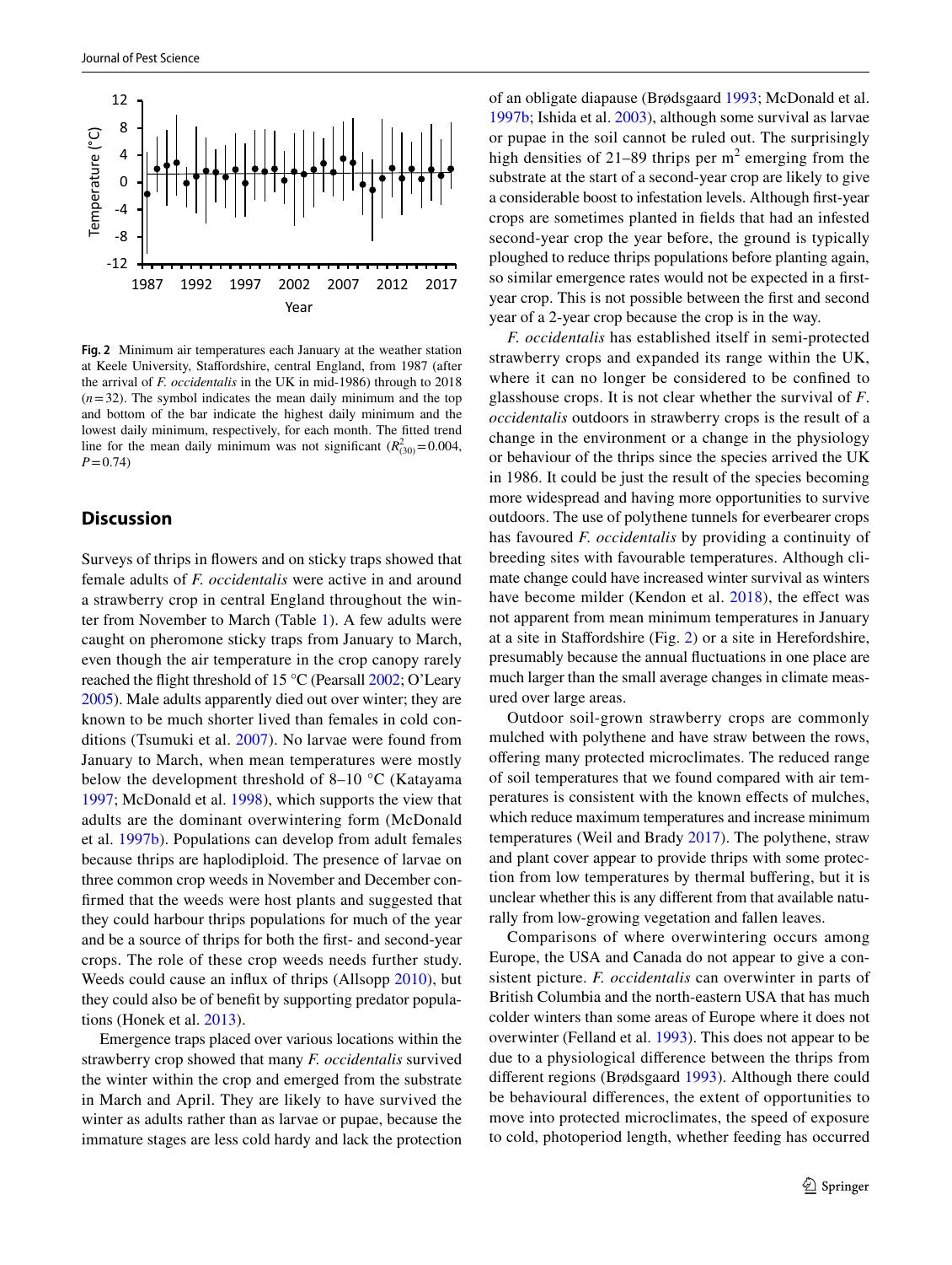**Fig. 2** Minimum air temperatures each January at the weather station at Keele University, Staffordshire, central England, from 1987 (after the arrival of *F. occidentalis* in the UK in mid-1986) through to 2018 ($n=32$). The symbol indicates the mean daily minimum and the top and bottom of the bar indicate the highest daily minimum and the lowest daily minimum, respectively, for each month. The fitted trend line for the mean daily minimum was not significant ($R^2_{(30)}=0.004$, $P=0.74$)

## Discussion

Surveys of thrips in flowers and on sticky traps showed that female adults of *F. occidentalis* were active in and around a strawberry crop in central England throughout the winter from November to March (Table 1). A few adults were caught on pheromone sticky traps from January to March, even though the air temperature in the crop canopy rarely reached the flight threshold of 15 °C (Pearsall 2002; O'Leary 2005). Male adults apparently died out over winter; they are known to be much shorter lived than females in cold conditions (Tsumuki et al. 2007). No larvae were found from January to March, when mean temperatures were mostly below the development threshold of 8–10 °C (Katayama 1997; McDonald et al. 1998), which supports the view that adults are the dominant overwintering form (McDonald et al. 1997b). Populations can develop from adult females because thrips are haplodiploid. The presence of larvae on three common crop weeds in November and December confirmed that the weeds were host plants and suggested that they could harbour thrips populations for much of the year and be a source of thrips for both the first- and second-year crops. The role of these crop weeds needs further study. Weeds could cause an influx of thrips (Allsopp 2010), but they could also be of benefit by supporting predator populations (Honek et al. 2013).

Emergence traps placed over various locations within the strawberry crop showed that many *F. occidentalis* survived the winter within the crop and emerged from the substrate in March and April. They are likely to have survived the winter as adults rather than as larvae or pupae, because the immature stages are less cold hardy and lack the protection of an obligate diapause (Brødsgaard 1993; McDonald et al. 1997b; Ishida et al. 2003), although some survival as larvae or pupae in the soil cannot be ruled out. The surprisingly high densities of 21–89 thrips per m$^2$ emerging from the substrate at the start of a second-year crop are likely to give a considerable boost to infestation levels. Although first-year crops are sometimes planted in fields that had an infested second-year crop the year before, the ground is typically ploughed to reduce thrips populations before planting again, so similar emergence rates would not be expected in a first-year crop. This is not possible between the first and second year of a 2-year crop because the crop is in the way.

*F. occidentalis* has established itself in semi-protected strawberry crops and expanded its range within the UK, where it can no longer be considered to be confined to glasshouse crops. It is not clear whether the survival of *F. occidentalis* outdoors in strawberry crops is the result of a change in the environment or a change in the physiology or behaviour of the thrips since the species arrived the UK in 1986. It could be just the result of the species becoming more widespread and having more opportunities to survive outdoors. The use of polythene tunnels for everbearer crops has favoured *F. occidentalis* by providing a continuity of breeding sites with favourable temperatures. Although climate change could have increased winter survival as winters have become milder (Kendon et al. 2018), the effect was not apparent from mean minimum temperatures in January at a site in Staffordshire (Fig. 2) or a site in Herefordshire, presumably because the annual fluctuations in one place are much larger than the small average changes in climate measured over large areas.

Outdoor soil-grown strawberry crops are commonly mulched with polythene and have straw between the rows, offering many protected microclimates. The reduced range of soil temperatures that we found compared with air temperatures is consistent with the known effects of mulches, which reduce maximum temperatures and increase minimum temperatures (Weil and Brady 2017). The polythene, straw and plant cover appear to provide thrips with some protection from low temperatures by thermal buffering, but it is unclear whether this is any different from that available naturally from low-growing vegetation and fallen leaves.

Comparisons of where overwintering occurs among Europe, the USA and Canada do not appear to give a consistent picture. *F. occidentalis* can overwinter in parts of British Columbia and the north-eastern USA that has much colder winters than some areas of Europe where it does not overwinter (Felland et al. 1993). This does not appear to be due to a physiological difference between the thrips from different regions (Brødsgaard 1993). Although there could be behavioural differences, the extent of opportunities to move into protected microclimates, the speed of exposure to cold, photoperiod length, whether feeding has occurred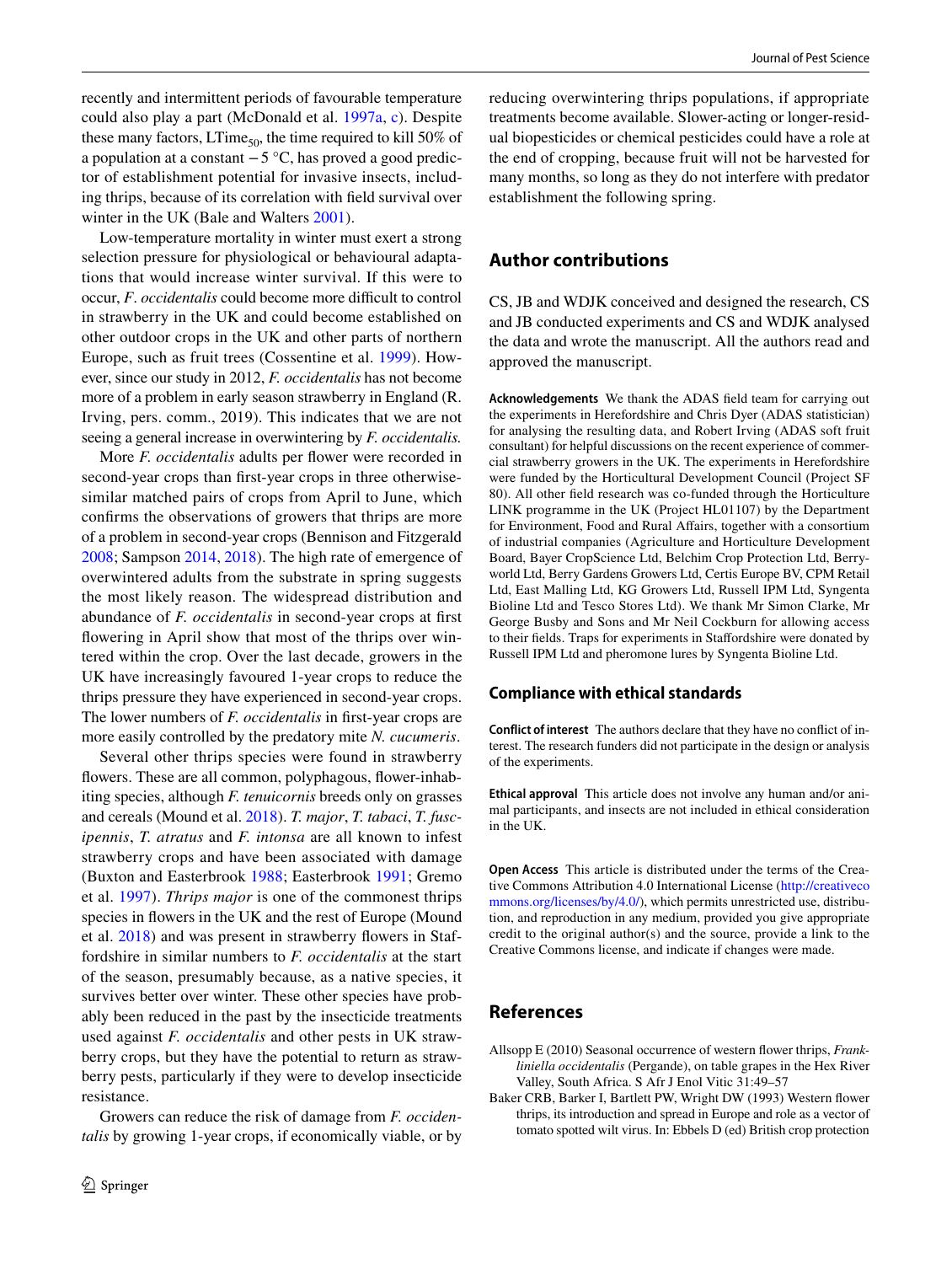recently and intermittent periods of favourable temperature could also play a part (McDonald et al. 1997a, c). Despite these many factors, $LTime_{50}$, the time required to kill 50% of a population at a constant −5 °C, has proved a good predictor of establishment potential for invasive insects, including thrips, because of its correlation with field survival over winter in the UK (Bale and Walters 2001).

Low-temperature mortality in winter must exert a strong selection pressure for physiological or behavioural adaptations that would increase winter survival. If this were to occur, *F*. *occidentalis* could become more difficult to control in strawberry in the UK and could become established on other outdoor crops in the UK and other parts of northern Europe, such as fruit trees (Cossentine et al. 1999). However, since our study in 2012, *F. occidentalis* has not become more of a problem in early season strawberry in England (R. Irving, pers. comm., 2019). This indicates that we are not seeing a general increase in overwintering by *F. occidentalis.*

More *F. occidentalis* adults per flower were recorded in second-year crops than first-year crops in three otherwise-similar matched pairs of crops from April to June, which confirms the observations of growers that thrips are more of a problem in second-year crops (Bennison and Fitzgerald 2008; Sampson 2014, 2018). The high rate of emergence of overwintered adults from the substrate in spring suggests the most likely reason. The widespread distribution and abundance of *F. occidentalis* in second-year crops at first flowering in April show that most of the thrips over wintered within the crop. Over the last decade, growers in the UK have increasingly favoured 1-year crops to reduce the thrips pressure they have experienced in second-year crops. The lower numbers of *F. occidentalis* in first-year crops are more easily controlled by the predatory mite *N. cucumeris*.

Several other thrips species were found in strawberry flowers. These are all common, polyphagous, flower-inhabiting species, although *F. tenuicornis* breeds only on grasses and cereals (Mound et al. 2018). *T. major*, *T. tabaci*, *T. fuscipennis*, *T. atratus* and *F. intonsa* are all known to infest strawberry crops and have been associated with damage (Buxton and Easterbrook 1988; Easterbrook 1991; Gremo et al. 1997). *Thrips major* is one of the commonest thrips species in flowers in the UK and the rest of Europe (Mound et al. 2018) and was present in strawberry flowers in Staffordshire in similar numbers to *F. occidentalis* at the start of the season, presumably because, as a native species, it survives better over winter. These other species have probably been reduced in the past by the insecticide treatments used against *F. occidentalis* and other pests in UK strawberry crops, but they have the potential to return as strawberry pests, particularly if they were to develop insecticide resistance.

Growers can reduce the risk of damage from *F. occidentalis* by growing 1-year crops, if economically viable, or by reducing overwintering thrips populations, if appropriate treatments become available. Slower-acting or longer-residual biopesticides or chemical pesticides could have a role at the end of cropping, because fruit will not be harvested for many months, so long as they do not interfere with predator establishment the following spring.

## Author contributions

CS, JB and WDJK conceived and designed the research, CS and JB conducted experiments and CS and WDJK analysed the data and wrote the manuscript. All the authors read and approved the manuscript.

**Acknowledgements** We thank the ADAS field team for carrying out the experiments in Herefordshire and Chris Dyer (ADAS statistician) for analysing the resulting data, and Robert Irving (ADAS soft fruit consultant) for helpful discussions on the recent experience of commercial strawberry growers in the UK. The experiments in Herefordshire were funded by the Horticultural Development Council (Project SF 80). All other field research was co-funded through the Horticulture LINK programme in the UK (Project HL01107) by the Department for Environment, Food and Rural Affairs, together with a consortium of industrial companies (Agriculture and Horticulture Development Board, Bayer CropScience Ltd, Belchim Crop Protection Ltd, Berryworld Ltd, Berry Gardens Growers Ltd, Certis Europe BV, CPM Retail Ltd, East Malling Ltd, KG Growers Ltd, Russell IPM Ltd, Syngenta Bioline Ltd and Tesco Stores Ltd). We thank Mr Simon Clarke, Mr George Busby and Sons and Mr Neil Cockburn for allowing access to their fields. Traps for experiments in Staffordshire were donated by Russell IPM Ltd and pheromone lures by Syngenta Bioline Ltd.

### Compliance with ethical standards

**Conflict of interest** The authors declare that they have no conflict of interest. The research funders did not participate in the design or analysis of the experiments.

**Ethical approval** This article does not involve any human and/or animal participants, and insects are not included in ethical consideration in the UK.

**Open Access** This article is distributed under the terms of the Creative Commons Attribution 4.0 International License (http://creativecommons.org/licenses/by/4.0/), which permits unrestricted use, distribution, and reproduction in any medium, provided you give appropriate credit to the original author(s) and the source, provide a link to the Creative Commons license, and indicate if changes were made.

## References

Allsopp E (2010) Seasonal occurrence of western flower thrips, *Frankliniella occidentalis* (Pergande), on table grapes in the Hex River Valley, South Africa. S Afr J Enol Vitic 31:49–57

Baker CRB, Barker I, Bartlett PW, Wright DW (1993) Western flower thrips, its introduction and spread in Europe and role as a vector of tomato spotted wilt virus. In: Ebbels D (ed) British crop protection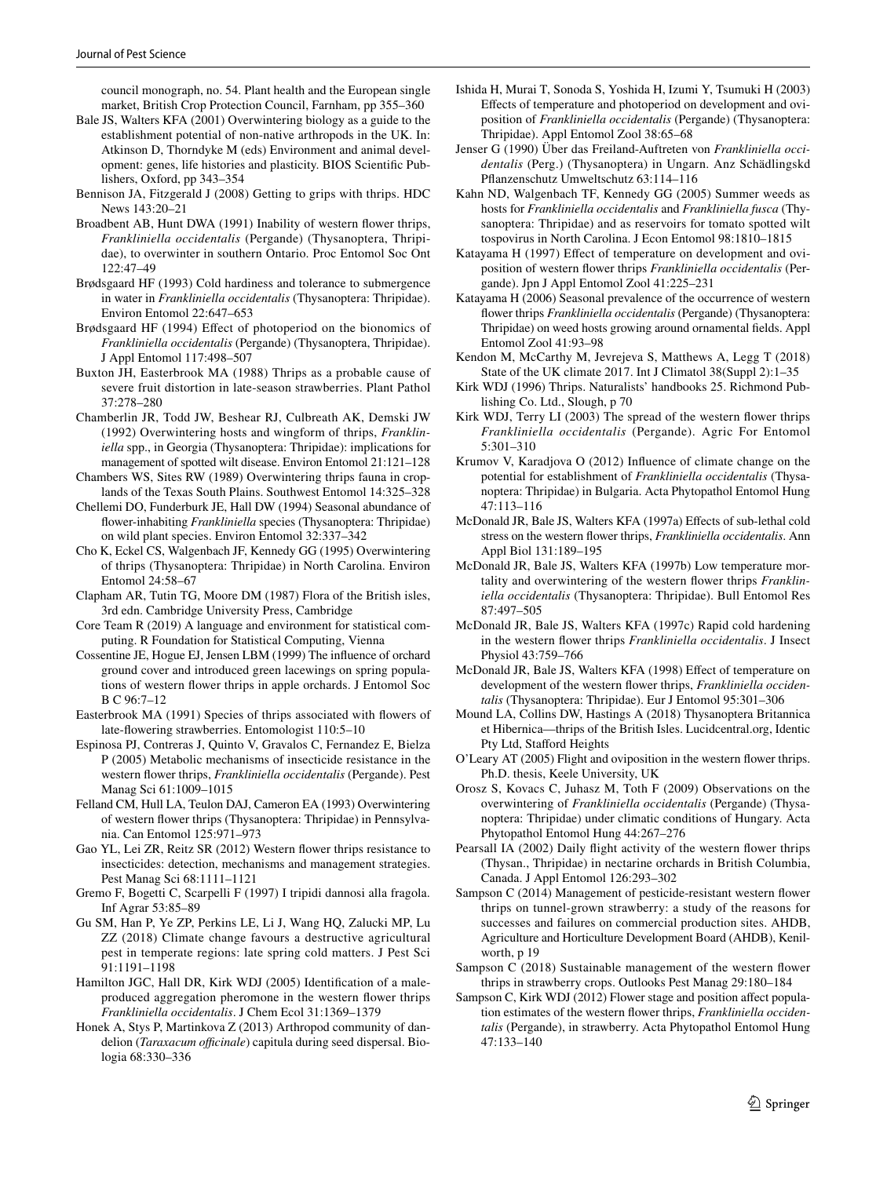council monograph, no. 54. Plant health and the European single market, British Crop Protection Council, Farnham, pp 355–360

Bale JS, Walters KFA (2001) Overwintering biology as a guide to the establishment potential of non-native arthropods in the UK. In: Atkinson D, Thorndyke M (eds) Environment and animal development: genes, life histories and plasticity. BIOS Scientific Publishers, Oxford, pp 343–354

Bennison JA, Fitzgerald J (2008) Getting to grips with thrips. HDC News 143:20–21

Broadbent AB, Hunt DWA (1991) Inability of western flower thrips, *Frankliniella occidentalis* (Pergande) (Thysanoptera, Thripidae), to overwinter in southern Ontario. Proc Entomol Soc Ont 122:47–49

Brødsgaard HF (1993) Cold hardiness and tolerance to submergence in water in *Frankliniella occidentalis* (Thysanoptera: Thripidae). Environ Entomol 22:647–653

Brødsgaard HF (1994) Effect of photoperiod on the bionomics of *Frankliniella occidentalis* (Pergande) (Thysanoptera, Thripidae). J Appl Entomol 117:498–507

Buxton JH, Easterbrook MA (1988) Thrips as a probable cause of severe fruit distortion in late-season strawberries. Plant Pathol 37:278–280

Chamberlin JR, Todd JW, Beshear RJ, Culbreath AK, Demski JW (1992) Overwintering hosts and wingform of thrips, *Frankliniella* spp., in Georgia (Thysanoptera: Thripidae): implications for management of spotted wilt disease. Environ Entomol 21:121–128

Chambers WS, Sites RW (1989) Overwintering thrips fauna in croplands of the Texas South Plains. Southwest Entomol 14:325–328

Chellemi DO, Funderburk JE, Hall DW (1994) Seasonal abundance of flower-inhabiting *Frankliniella* species (Thysanoptera: Thripidae) on wild plant species. Environ Entomol 32:337–342

Cho K, Eckel CS, Walgenbach JF, Kennedy GG (1995) Overwintering of thrips (Thysanoptera: Thripidae) in North Carolina. Environ Entomol 24:58–67

Clapham AR, Tutin TG, Moore DM (1987) Flora of the British isles, 3rd edn. Cambridge University Press, Cambridge

Core Team R (2019) A language and environment for statistical computing. R Foundation for Statistical Computing, Vienna

Cossentine JE, Hogue EJ, Jensen LBM (1999) The influence of orchard ground cover and introduced green lacewings on spring populations of western flower thrips in apple orchards. J Entomol Soc B C 96:7–12

Easterbrook MA (1991) Species of thrips associated with flowers of late-flowering strawberries. Entomologist 110:5–10

Espinosa PJ, Contreras J, Quinto V, Gravalos C, Fernandez E, Bielza P (2005) Metabolic mechanisms of insecticide resistance in the western flower thrips, *Frankliniella occidentalis* (Pergande). Pest Manag Sci 61:1009–1015

Felland CM, Hull LA, Teulon DAJ, Cameron EA (1993) Overwintering of western flower thrips (Thysanoptera: Thripidae) in Pennsylvania. Can Entomol 125:971–973

Gao YL, Lei ZR, Reitz SR (2012) Western flower thrips resistance to insecticides: detection, mechanisms and management strategies. Pest Manag Sci 68:1111–1121

Gremo F, Bogetti C, Scarpelli F (1997) I tripidi dannosi alla fragola. Inf Agrar 53:85–89

Gu SM, Han P, Ye ZP, Perkins LE, Li J, Wang HQ, Zalucki MP, Lu ZZ (2018) Climate change favours a destructive agricultural pest in temperate regions: late spring cold matters. J Pest Sci 91:1191–1198

Hamilton JGC, Hall DR, Kirk WDJ (2005) Identification of a male-produced aggregation pheromone in the western flower thrips *Frankliniella occidentalis*. J Chem Ecol 31:1369–1379

Honek A, Stys P, Martinkova Z (2013) Arthropod community of dandelion (*Taraxacum officinale*) capitula during seed dispersal. Biologia 68:330–336

Ishida H, Murai T, Sonoda S, Yoshida H, Izumi Y, Tsumuki H (2003) Effects of temperature and photoperiod on development and oviposition of *Frankliniella occidentalis* (Pergande) (Thysanoptera: Thripidae). Appl Entomol Zool 38:65–68

Jenser G (1990) Über das Freiland-Auftreten von *Frankliniella occidentalis* (Perg.) (Thysanoptera) in Ungarn. Anz Schädlingskd Pflanzenschutz Umweltschutz 63:114–116

Kahn ND, Walgenbach TF, Kennedy GG (2005) Summer weeds as hosts for *Frankliniella occidentalis* and *Frankliniella fusca* (Thysanoptera: Thripidae) and as reservoirs for tomato spotted wilt tospovirus in North Carolina. J Econ Entomol 98:1810–1815

Katayama H (1997) Effect of temperature on development and oviposition of western flower thrips *Frankliniella occidentalis* (Pergande). Jpn J Appl Entomol Zool 41:225–231

Katayama H (2006) Seasonal prevalence of the occurrence of western flower thrips *Frankliniella occidentalis* (Pergande) (Thysanoptera: Thripidae) on weed hosts growing around ornamental fields. Appl Entomol Zool 41:93–98

Kendon M, McCarthy M, Jevrejeva S, Matthews A, Legg T (2018) State of the UK climate 2017. Int J Climatol 38(Suppl 2):1–35

Kirk WDJ (1996) Thrips. Naturalists' handbooks 25. Richmond Publishing Co. Ltd., Slough, p 70

Kirk WDJ, Terry LI (2003) The spread of the western flower thrips *Frankliniella occidentalis* (Pergande). Agric For Entomol 5:301–310

Krumov V, Karadjova O (2012) Influence of climate change on the potential for establishment of *Frankliniella occidentalis* (Thysanoptera: Thripidae) in Bulgaria. Acta Phytopathol Entomol Hung 47:113–116

McDonald JR, Bale JS, Walters KFA (1997a) Effects of sub-lethal cold stress on the western flower thrips, *Frankliniella occidentalis*. Ann Appl Biol 131:189–195

McDonald JR, Bale JS, Walters KFA (1997b) Low temperature mortality and overwintering of the western flower thrips *Frankliniella occidentalis* (Thysanoptera: Thripidae). Bull Entomol Res 87:497–505

McDonald JR, Bale JS, Walters KFA (1997c) Rapid cold hardening in the western flower thrips *Frankliniella occidentalis*. J Insect Physiol 43:759–766

McDonald JR, Bale JS, Walters KFA (1998) Effect of temperature on development of the western flower thrips, *Frankliniella occidentalis* (Thysanoptera: Thripidae). Eur J Entomol 95:301–306

Mound LA, Collins DW, Hastings A (2018) Thysanoptera Britannica et Hibernica—thrips of the British Isles. Lucidcentral.org, Identic Pty Ltd, Stafford Heights

O'Leary AT (2005) Flight and oviposition in the western flower thrips. Ph.D. thesis, Keele University, UK

Orosz S, Kovacs C, Juhasz M, Toth F (2009) Observations on the overwintering of *Frankliniella occidentalis* (Pergande) (Thysanoptera: Thripidae) under climatic conditions of Hungary. Acta Phytopathol Entomol Hung 44:267–276

Pearsall IA (2002) Daily flight activity of the western flower thrips (Thysan., Thripidae) in nectarine orchards in British Columbia, Canada. J Appl Entomol 126:293–302

Sampson C (2014) Management of pesticide-resistant western flower thrips on tunnel-grown strawberry: a study of the reasons for successes and failures on commercial production sites. AHDB, Agriculture and Horticulture Development Board (AHDB), Kenilworth, p 19

Sampson C (2018) Sustainable management of the western flower thrips in strawberry crops. Outlooks Pest Manag 29:180–184

Sampson C, Kirk WDJ (2012) Flower stage and position affect population estimates of the western flower thrips, *Frankliniella occidentalis* (Pergande), in strawberry. Acta Phytopathol Entomol Hung 47:133–140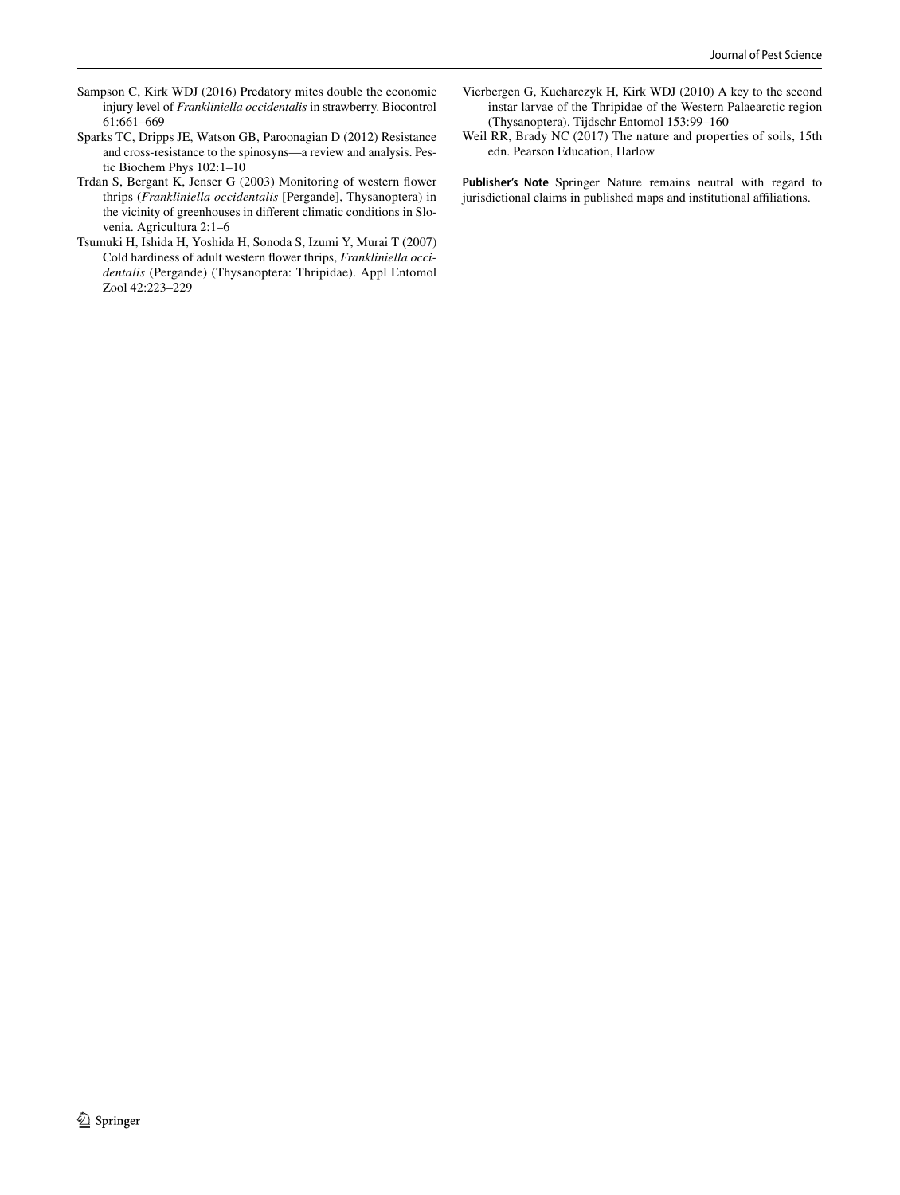Sampson C, Kirk WDJ (2016) Predatory mites double the economic injury level of *Frankliniella occidentalis* in strawberry. Biocontrol 61:661–669

Sparks TC, Dripps JE, Watson GB, Paroonagian D (2012) Resistance and cross-resistance to the spinosyns—a review and analysis. Pestic Biochem Phys 102:1–10

Trdan S, Bergant K, Jenser G (2003) Monitoring of western flower thrips (*Frankliniella occidentalis* [Pergande], Thysanoptera) in the vicinity of greenhouses in different climatic conditions in Slovenia. Agricultura 2:1–6

Tsumuki H, Ishida H, Yoshida H, Sonoda S, Izumi Y, Murai T (2007) Cold hardiness of adult western flower thrips, *Frankliniella occidentalis* (Pergande) (Thysanoptera: Thripidae). Appl Entomol Zool 42:223–229

Vierbergen G, Kucharczyk H, Kirk WDJ (2010) A key to the second instar larvae of the Thripidae of the Western Palaearctic region (Thysanoptera). Tijdschr Entomol 153:99–160

Weil RR, Brady NC (2017) The nature and properties of soils, 15th edn. Pearson Education, Harlow

**Publisher's Note** Springer Nature remains neutral with regard to jurisdictional claims in published maps and institutional affiliations.